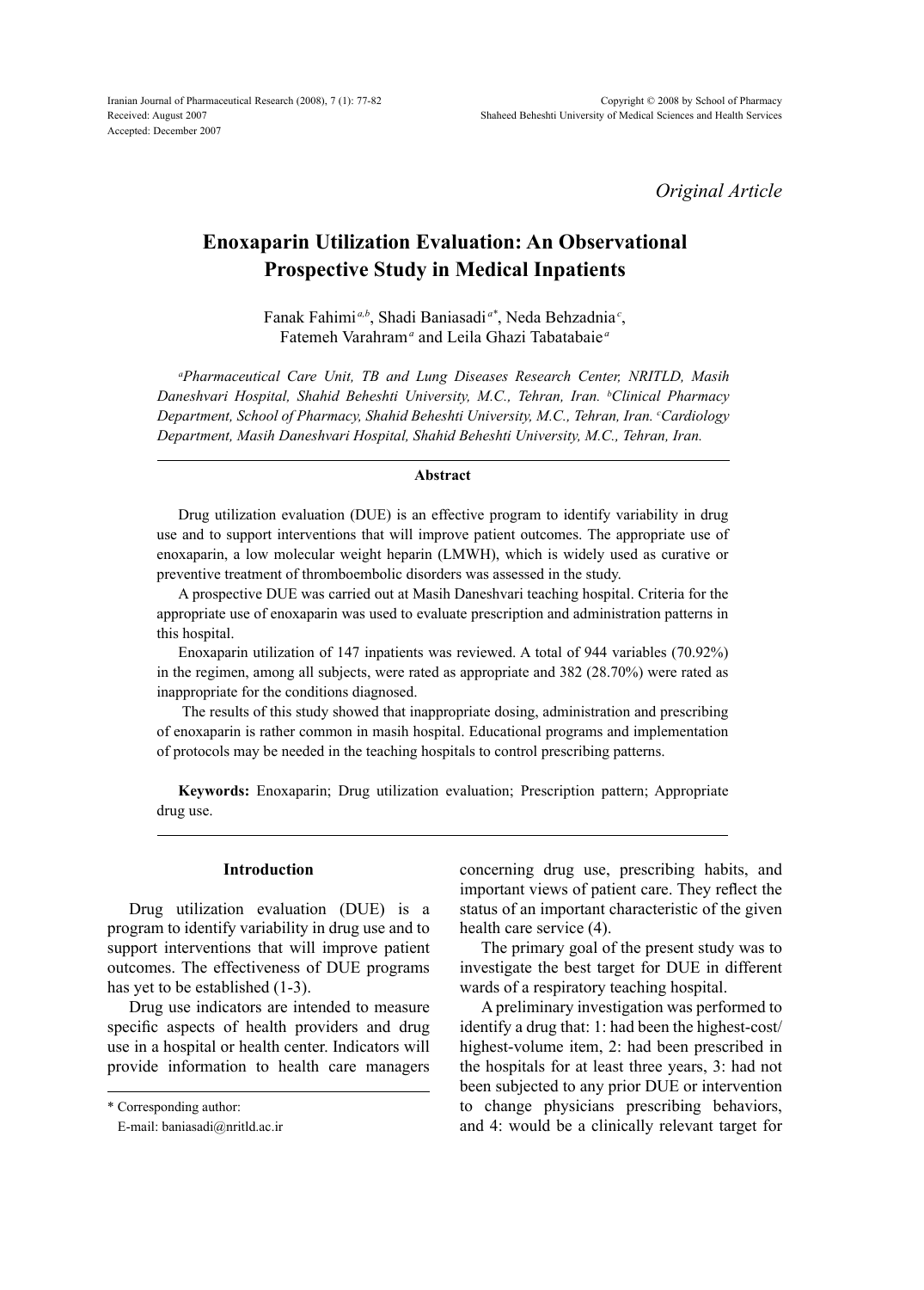Original Article

# Enoxaparin Utilization Evaluation: An Observational Prospective Study in Medical Inpatients

Fanak Fahimi[a,b], Shadi Baniasadi[a*], Neda Behzadnia[c], Fatemeh Varahram[a] and Leila Ghazi Tabatabaie[a]

*[a]Pharmaceutical Care Unit, TB and Lung Diseases Research Center, NRITLD, Masih Daneshvari Hospital, Shahid Beheshti University, M.C., Tehran, Iran. [b]Clinical Pharmacy Department, School of Pharmacy, Shahid Beheshti University, M.C., Tehran, Iran. [c]Cardiology Department, Masih Daneshvari Hospital, Shahid Beheshti University, M.C., Tehran, Iran.*

## Abstract

Drug utilization evaluation (DUE) is an effective program to identify variability in drug use and to support interventions that will improve patient outcomes. The appropriate use of enoxaparin, a low molecular weight heparin (LMWH), which is widely used as curative or preventive treatment of thromboembolic disorders was assessed in the study.

A prospective DUE was carried out at Masih Daneshvari teaching hospital. Criteria for the appropriate use of enoxaparin was used to evaluate prescription and administration patterns in this hospital.

Enoxaparin utilization of 147 inpatients was reviewed. A total of 944 variables (70.92%) in the regimen, among all subjects, were rated as appropriate and 382 (28.70%) were rated as inappropriate for the conditions diagnosed.

The results of this study showed that inappropriate dosing, administration and prescribing of enoxaparin is rather common in masih hospital. Educational programs and implementation of protocols may be needed in the teaching hospitals to control prescribing patterns.

**Keywords:** Enoxaparin; Drug utilization evaluation; Prescription pattern; Appropriate drug use.

## Introduction

Drug utilization evaluation (DUE) is a program to identify variability in drug use and to support interventions that will improve patient outcomes. The effectiveness of DUE programs has yet to be established (1-3).

Drug use indicators are intended to measure specific aspects of health providers and drug use in a hospital or health center. Indicators will provide information to health care managers concerning drug use, prescribing habits, and important views of patient care. They reflect the status of an important characteristic of the given health care service (4).

The primary goal of the present study was to investigate the best target for DUE in different wards of a respiratory teaching hospital.

A preliminary investigation was performed to identify a drug that: 1: had been the highest-cost/highest-volume item, 2: had been prescribed in the hospitals for at least three years, 3: had not been subjected to any prior DUE or intervention to change physicians prescribing behaviors, and 4: would be a clinically relevant target for

\* Corresponding author:
E-mail: baniasadi@nritld.ac.ir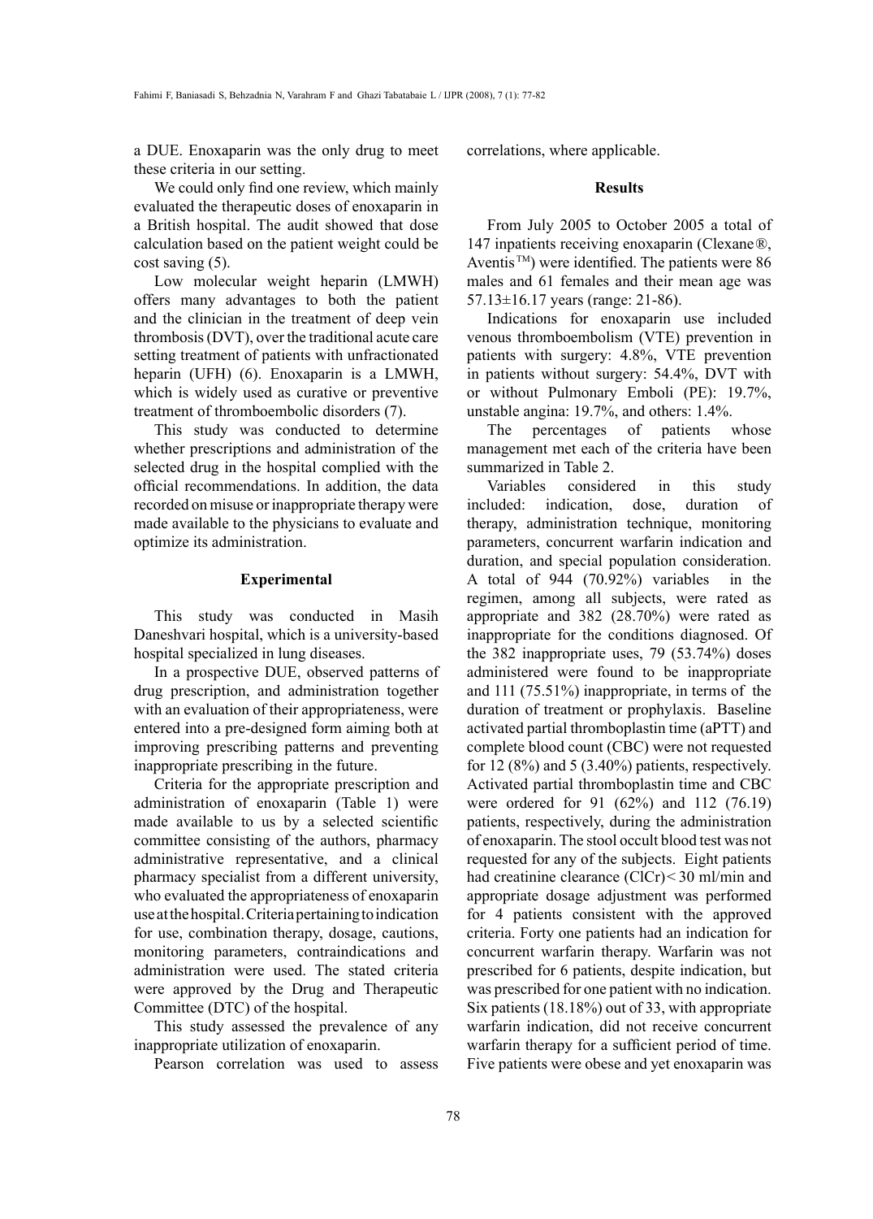a DUE. Enoxaparin was the only drug to meet these criteria in our setting.

We could only find one review, which mainly evaluated the therapeutic doses of enoxaparin in a British hospital. The audit showed that dose calculation based on the patient weight could be cost saving (5).

Low molecular weight heparin (LMWH) offers many advantages to both the patient and the clinician in the treatment of deep vein thrombosis (DVT), over the traditional acute care setting treatment of patients with unfractionated heparin (UFH) (6). Enoxaparin is a LMWH, which is widely used as curative or preventive treatment of thromboembolic disorders (7).

This study was conducted to determine whether prescriptions and administration of the selected drug in the hospital complied with the official recommendations. In addition, the data recorded on misuse or inappropriate therapy were made available to the physicians to evaluate and optimize its administration.

## Experimental

This study was conducted in Masih Daneshvari hospital, which is a university-based hospital specialized in lung diseases.

In a prospective DUE, observed patterns of drug prescription, and administration together with an evaluation of their appropriateness, were entered into a pre-designed form aiming both at improving prescribing patterns and preventing inappropriate prescribing in the future.

Criteria for the appropriate prescription and administration of enoxaparin (Table 1) were made available to us by a selected scientific committee consisting of the authors, pharmacy administrative representative, and a clinical pharmacy specialist from a different university, who evaluated the appropriateness of enoxaparin use at the hospital. Criteria pertaining to indication for use, combination therapy, dosage, cautions, monitoring parameters, contraindications and administration were used. The stated criteria were approved by the Drug and Therapeutic Committee (DTC) of the hospital.

This study assessed the prevalence of any inappropriate utilization of enoxaparin.

Pearson correlation was used to assess correlations, where applicable.

## Results

From July 2005 to October 2005 a total of 147 inpatients receiving enoxaparin (Clexane®, Aventis™) were identified. The patients were 86 males and 61 females and their mean age was 57.13±16.17 years (range: 21-86).

Indications for enoxaparin use included venous thromboembolism (VTE) prevention in patients with surgery: 4.8%, VTE prevention in patients without surgery: 54.4%, DVT with or without Pulmonary Emboli (PE): 19.7%, unstable angina: 19.7%, and others: 1.4%.

The percentages of patients whose management met each of the criteria have been summarized in Table 2.

Variables considered in this study included: indication, dose, duration of therapy, administration technique, monitoring parameters, concurrent warfarin indication and duration, and special population consideration. A total of 944 (70.92%) variables in the regimen, among all subjects, were rated as appropriate and 382 (28.70%) were rated as inappropriate for the conditions diagnosed. Of the 382 inappropriate uses, 79 (53.74%) doses administered were found to be inappropriate and 111 (75.51%) inappropriate, in terms of the duration of treatment or prophylaxis. Baseline activated partial thromboplastin time (aPTT) and complete blood count (CBC) were not requested for 12 (8%) and 5 (3.40%) patients, respectively. Activated partial thromboplastin time and CBC were ordered for 91 (62%) and 112 (76.19) patients, respectively, during the administration of enoxaparin. The stool occult blood test was not requested for any of the subjects. Eight patients had creatinine clearance (ClCr) < 30 ml/min and appropriate dosage adjustment was performed for 4 patients consistent with the approved criteria. Forty one patients had an indication for concurrent warfarin therapy. Warfarin was not prescribed for 6 patients, despite indication, but was prescribed for one patient with no indication. Six patients (18.18%) out of 33, with appropriate warfarin indication, did not receive concurrent warfarin therapy for a sufficient period of time. Five patients were obese and yet enoxaparin was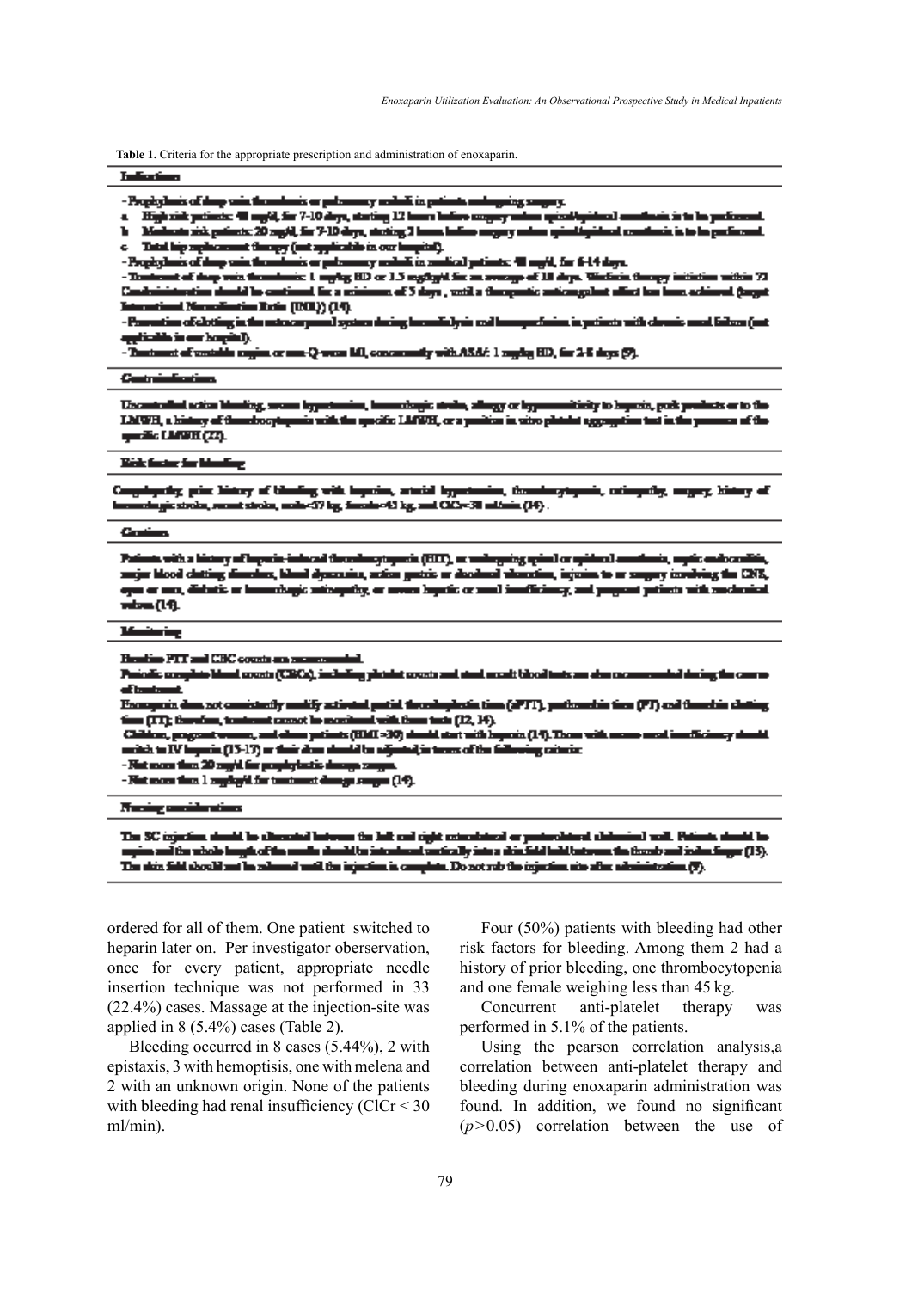**Table 1.** Criteria for the appropriate prescription and administration of enoxaparin.

| **Indications** |
|---|
| - Prophylaxis of deep vein thrombosis or pulmonary emboli in patients undergoing surgery.<br>a. High risk patients: 40 mg/d, for 7-10 days, starting 12 hours before surgery unless spinal/epidural anesthesia is to be performed.<br>b. Moderate risk patients: 20 mg/d, for 7-10 days, starting 2 hours before surgery unless spinal/epidural anesthesia is to be performed.<br>c. Total hip replacement therapy (not applicable in our hospital).<br>- Prophylaxis of deep vein thrombosis or pulmonary emboli in medical patients: 40 mg/d, for 6-14 days.<br>- Treatment of deep vein thrombosis: 1 mg/kg BID or 1.5 mg/kg/d for an average of 10 days. Warfarin therapy initiation within 72 h. Coadministration should be continued for a minimum of 5 days, until a therapeutic anticoagulant effect has been achieved (target International Normalization Ratio (INR)) (14).<br>- Prevention of clotting in the extracorporeal system during hemodialysis and hemoperfusion in patients with chronic renal failure (not applicable in our hospital).<br>- Treatment of unstable angina or non-Q-wave MI, concurrently with ASA: 1 mg/kg BID, for 2-8 days (9). |
| **Contraindications** |
| Uncontrolled active bleeding, severe hypertension, hemorrhagic stroke, allergy or hypersensitivity to heparin, pork products or to the LMWH, a history of thrombocytopenia with the specific LMWH, or a positive in vitro platelet aggregation test in the presence of the specific LMWH (22). |
| **Risk factor for bleeding** |
| Coagulopathy, prior history of bleeding with heparins, arterial hypertension, thrombocytopenia, retinopathy, surgery, history of hemorrhagic stroke, recent stroke, male<57 kg, female<45 kg, and ClCr<30 ml/min (14). |
| **Cautions** |
| Patients with a history of heparin-induced thrombocytopenia (HIT), or undergoing spinal or epidural anesthesia, septic endocarditis, major blood clotting disorders, blood dyscrasias, active gastric or duodenal ulceration, injuries to or surgery involving the CNS, eyes or ears, diabetic or hemorrhagic retinopathy, or severe hepatic or renal insufficiency, and pregnant patients with mechanical valves (14). |
| **Monitoring** |
| Baseline PTT and CBC counts are recommended.<br>Periodic complete blood counts (CBCs), including platelet counts and stool occult blood tests are also recommended during the course of treatment.<br>Enoxaparin does not consistently modify activated partial thromboplastin time (aPTT), prothrombin time (PT) and thrombin clotting time (TT); therefore, treatment cannot be monitored with these tests (12, 14).<br>Children, pregnant women, and obese patients (BMI >30) should start with heparin (14). Those with severe renal insufficiency should switch to IV heparin (15-17) or their dose should be adjusted in terms of the following criteria:<br>- Not more than 20 mg/d for prophylactic dosage ranges.<br>- Not more than 1 mg/kg/d for treatment dosage ranges (14). |
| **Nursing considerations** |
| The SC injection should be alternated between the left and right anterolateral or posterolateral abdominal wall. Patients should be supine and the whole length of the needle should be introduced vertically into a skin fold held between the thumb and index finger (13). The skin fold should not be released until the injection is complete. Do not rub the injection site after administration (9). |

ordered for all of them. One patient switched to heparin later on. Per investigator oberservation, once for every patient, appropriate needle insertion technique was not performed in 33 (22.4%) cases. Massage at the injection-site was applied in 8 (5.4%) cases (Table 2).

Bleeding occurred in 8 cases (5.44%), 2 with epistaxis, 3 with hemoptisis, one with melena and 2 with an unknown origin. None of the patients with bleeding had renal insufficiency (ClCr < 30 ml/min).

Four (50%) patients with bleeding had other risk factors for bleeding. Among them 2 had a history of prior bleeding, one thrombocytopenia and one female weighing less than 45 kg.

Concurrent anti-platelet therapy was performed in 5.1% of the patients.

Using the pearson correlation analysis,a correlation between anti-platelet therapy and bleeding during enoxaparin administration was found. In addition, we found no significant ($p > 0.05$) correlation between the use of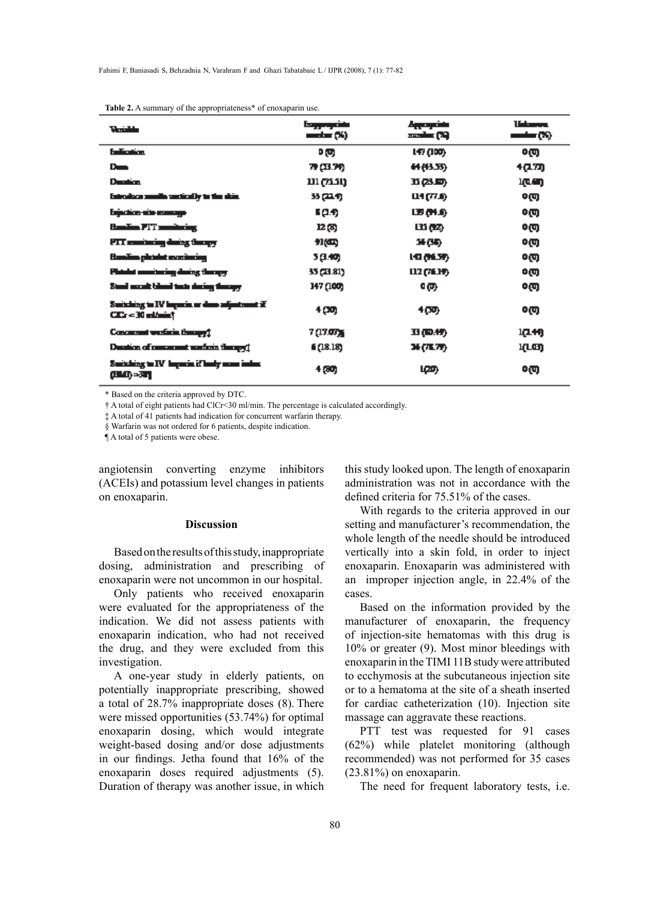**Table 2.** A summary of the appropriateness* of enoxaparin use.

| Variable | Inappropriate number (%) | Appropriate number (%) | Unknown number (%) |
|---|---|---|---|
| Indication | 0 (0) | 147 (100) | 0 (0) |
| Dose | 79 (53.74) | 64 (43.53) | 4 (2.72) |
| Duration | 111 (75.51) | 35 (23.80) | 1(0.68) |
| Introduce needle vertically to the skin | 33 (22.4) | 114 (77.6) | 0 (0) |
| Injection-site massage | 8 (5.4) | 139 (94.6) | 0 (0) |
| Baseline PTT monitoring | 12 (8) | 135 (92) | 0 (0) |
| PTT monitoring during therapy | 91(62) | 56 (38) | 0 (0) |
| Baseline platelet monitoring | 5 (3.40) | 142 (96.59) | 0 (0) |
| Platelet monitoring during therapy | 35 (23.81) | 112 (76.19) | 0 (0) |
| Stool occult blood tests during therapy | 147 (100) | 0 (0) | 0 (0) |
| Switching to IV heparin or dose adjustment if ClCr < 30 ml/min† | 4 (50) | 4 (50) | 0 (0) |
| Concurrent warfarin therapy‡ | 7 (17.07)§ | 33 (80.49) | 1(2.44) |
| Duration of concurrent warfarin therapy‡ | 6 (18.18) | 26 (78.79) | 1(3.03) |
| Switching to IV heparin if body mass index (BMI) >30¶ | 4 (80) | 1(20) | 0 (0) |

\* Based on the criteria approved by DTC.

† A total of eight patients had ClCr<30 ml/min. The percentage is calculated accordingly.

‡ A total of 41 patients had indication for concurrent warfarin therapy.

§ Warfarin was not ordered for 6 patients, despite indication.

¶ A total of 5 patients were obese.

angiotensin converting enzyme inhibitors (ACEIs) and potassium level changes in patients on enoxaparin.

## Discussion

Based on the results of this study, inappropriate dosing, administration and prescribing of enoxaparin were not uncommon in our hospital.

Only patients who received enoxaparin were evaluated for the appropriateness of the indication. We did not assess patients with enoxaparin indication, who had not received the drug, and they were excluded from this investigation.

A one-year study in elderly patients, on potentially inappropriate prescribing, showed a total of 28.7% inappropriate doses (8). There were missed opportunities (53.74%) for optimal enoxaparin dosing, which would integrate weight-based dosing and/or dose adjustments in our findings. Jetha found that 16% of the enoxaparin doses required adjustments (5). Duration of therapy was another issue, in which this study looked upon. The length of enoxaparin administration was not in accordance with the defined criteria for 75.51% of the cases.

With regards to the criteria approved in our setting and manufacturer's recommendation, the whole length of the needle should be introduced vertically into a skin fold, in order to inject enoxaparin. Enoxaparin was administered with an improper injection angle, in 22.4% of the cases.

Based on the information provided by the manufacturer of enoxaparin, the frequency of injection-site hematomas with this drug is 10% or greater (9). Most minor bleedings with enoxaparin in the TIMI 11B study were attributed to ecchymosis at the subcutaneous injection site or to a hematoma at the site of a sheath inserted for cardiac catheterization (10). Injection site massage can aggravate these reactions.

PTT test was requested for 91 cases (62%) while platelet monitoring (although recommended) was not performed for 35 cases (23.81%) on enoxaparin.

The need for frequent laboratory tests, i.e.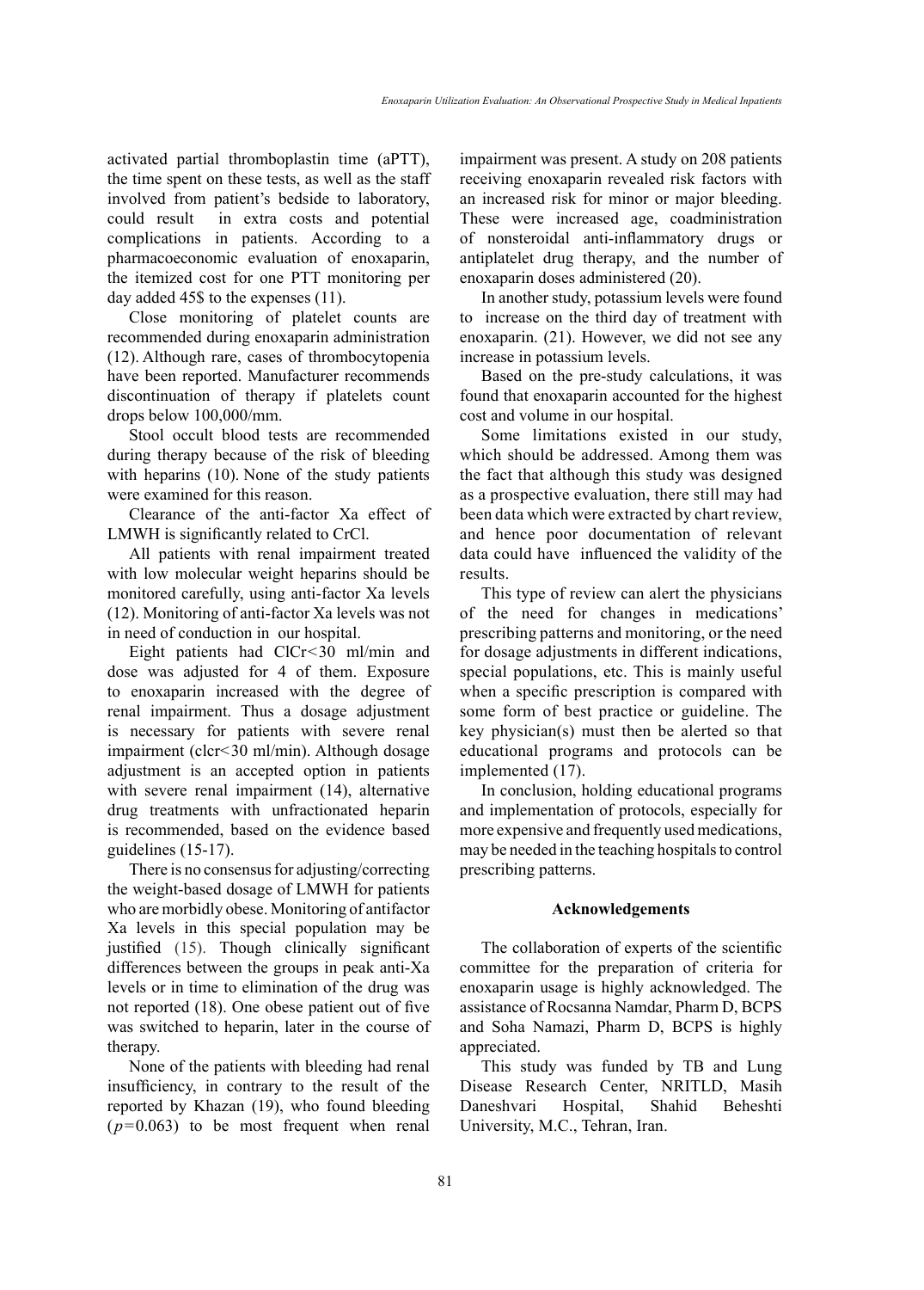activated partial thromboplastin time (aPTT), the time spent on these tests, as well as the staff involved from patient's bedside to laboratory, could result in extra costs and potential complications in patients. According to a pharmacoeconomic evaluation of enoxaparin, the itemized cost for one PTT monitoring per day added 45$ to the expenses (11).

Close monitoring of platelet counts are recommended during enoxaparin administration (12). Although rare, cases of thrombocytopenia have been reported. Manufacturer recommends discontinuation of therapy if platelets count drops below 100,000/mm.

Stool occult blood tests are recommended during therapy because of the risk of bleeding with heparins (10). None of the study patients were examined for this reason.

Clearance of the anti-factor Xa effect of LMWH is significantly related to CrCl.

All patients with renal impairment treated with low molecular weight heparins should be monitored carefully, using anti-factor Xa levels (12). Monitoring of anti-factor Xa levels was not in need of conduction in our hospital.

Eight patients had ClCr<30 ml/min and dose was adjusted for 4 of them. Exposure to enoxaparin increased with the degree of renal impairment. Thus a dosage adjustment is necessary for patients with severe renal impairment (clcr<30 ml/min). Although dosage adjustment is an accepted option in patients with severe renal impairment (14), alternative drug treatments with unfractionated heparin is recommended, based on the evidence based guidelines (15-17).

There is no consensus for adjusting/correcting the weight-based dosage of LMWH for patients who are morbidly obese. Monitoring of antifactor Xa levels in this special population may be justified (15). Though clinically significant differences between the groups in peak anti-Xa levels or in time to elimination of the drug was not reported (18). One obese patient out of five was switched to heparin, later in the course of therapy.

None of the patients with bleeding had renal insufficiency, in contrary to the result of the reported by Khazan (19), who found bleeding ($p=0.063$) to be most frequent when renal impairment was present. A study on 208 patients receiving enoxaparin revealed risk factors with an increased risk for minor or major bleeding. These were increased age, coadministration of nonsteroidal anti-inflammatory drugs or antiplatelet drug therapy, and the number of enoxaparin doses administered (20).

In another study, potassium levels were found to increase on the third day of treatment with enoxaparin. (21). However, we did not see any increase in potassium levels.

Based on the pre-study calculations, it was found that enoxaparin accounted for the highest cost and volume in our hospital.

Some limitations existed in our study, which should be addressed. Among them was the fact that although this study was designed as a prospective evaluation, there still may had been data which were extracted by chart review, and hence poor documentation of relevant data could have influenced the validity of the results.

This type of review can alert the physicians of the need for changes in medications' prescribing patterns and monitoring, or the need for dosage adjustments in different indications, special populations, etc. This is mainly useful when a specific prescription is compared with some form of best practice or guideline. The key physician(s) must then be alerted so that educational programs and protocols can be implemented (17).

In conclusion, holding educational programs and implementation of protocols, especially for more expensive and frequently used medications, may be needed in the teaching hospitals to control prescribing patterns.

## Acknowledgements

The collaboration of experts of the scientific committee for the preparation of criteria for enoxaparin usage is highly acknowledged. The assistance of Rocsanna Namdar, Pharm D, BCPS and Soha Namazi, Pharm D, BCPS is highly appreciated.

This study was funded by TB and Lung Disease Research Center, NRITLD, Masih Daneshvari Hospital, Shahid Beheshti University, M.C., Tehran, Iran.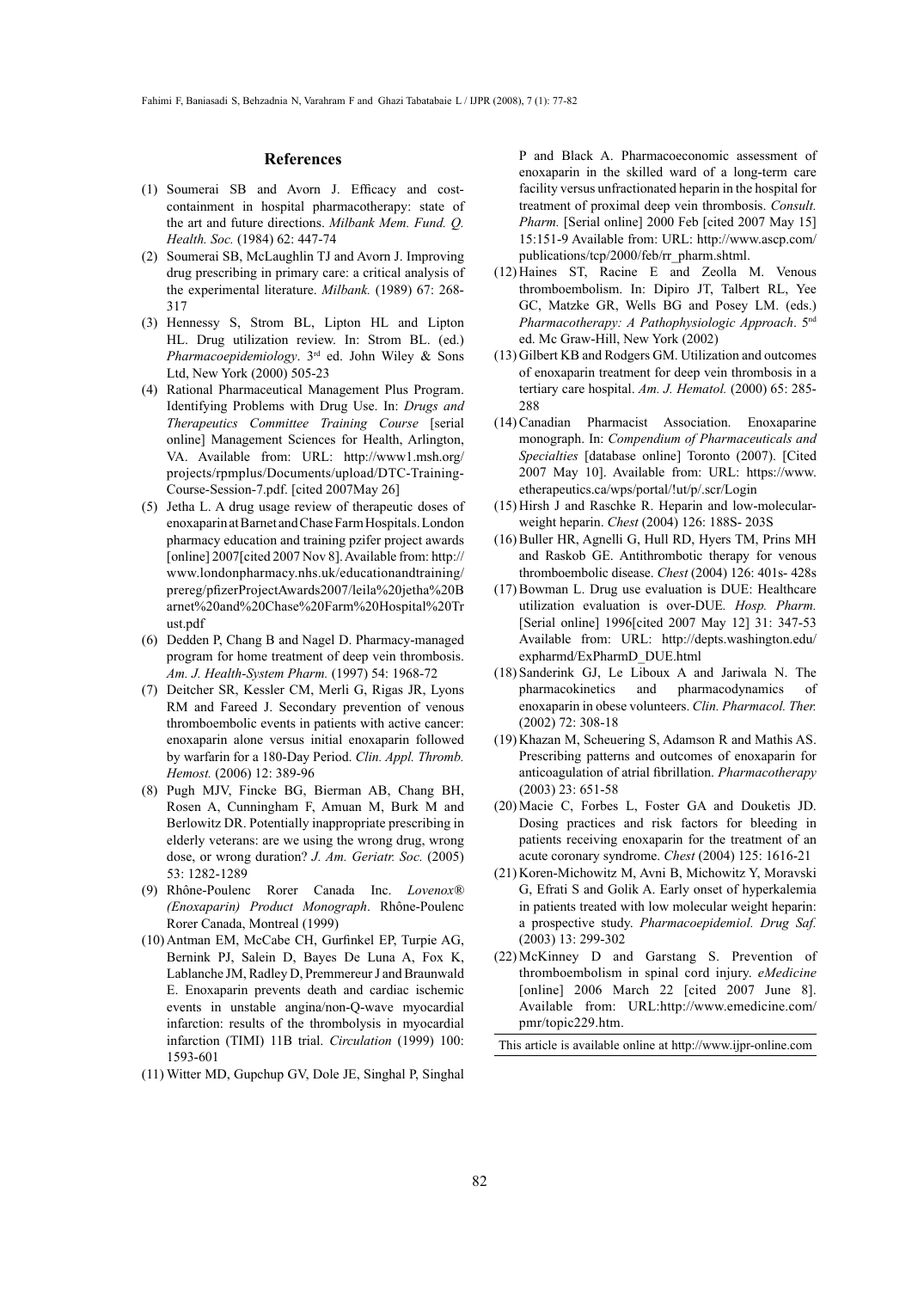## References

(1) Soumerai SB and Avorn J. Efficacy and cost-containment in hospital pharmacotherapy: state of the art and future directions. *Milbank Mem. Fund. Q. Health. Soc.* (1984) 62: 447-74

(2) Soumerai SB, McLaughlin TJ and Avorn J. Improving drug prescribing in primary care: a critical analysis of the experimental literature. *Milbank.* (1989) 67: 268-317

(3) Hennessy S, Strom BL, Lipton HL and Lipton HL. Drug utilization review. In: Strom BL. (ed.) *Pharmacoepidemiology*. 3rd ed. John Wiley & Sons Ltd, New York (2000) 505-23

(4) Rational Pharmaceutical Management Plus Program. Identifying Problems with Drug Use. In: *Drugs and Therapeutics Committee Training Course* [serial online] Management Sciences for Health, Arlington, VA. Available from: URL: http://www1.msh.org/projects/rpmplus/Documents/upload/DTC-Training-Course-Session-7.pdf. [cited 2007May 26]

(5) Jetha L. A drug usage review of therapeutic doses of enoxaparin at Barnet and Chase Farm Hospitals. London pharmacy education and training pzifer project awards [online] 2007[cited 2007 Nov 8]. Available from: http://www.londonpharmacy.nhs.uk/educationandtraining/prereg/pfizerProjectAwards2007/leila%20jetha%20Barnet%20and%20Chase%20Farm%20Hospital%20Trust.pdf

(6) Dedden P, Chang B and Nagel D. Pharmacy-managed program for home treatment of deep vein thrombosis. *Am. J. Health-System Pharm.* (1997) 54: 1968-72

(7) Deitcher SR, Kessler CM, Merli G, Rigas JR, Lyons RM and Fareed J. Secondary prevention of venous thromboembolic events in patients with active cancer: enoxaparin alone versus initial enoxaparin followed by warfarin for a 180-Day Period. *Clin. Appl. Thromb. Hemost.* (2006) 12: 389-96

(8) Pugh MJV, Fincke BG, Bierman AB, Chang BH, Rosen A, Cunningham F, Amuan M, Burk M and Berlowitz DR. Potentially inappropriate prescribing in elderly veterans: are we using the wrong drug, wrong dose, or wrong duration? *J. Am. Geriatr. Soc.* (2005) 53: 1282-1289

(9) Rhône-Poulenc Rorer Canada Inc. *Lovenox® (Enoxaparin) Product Monograph*. Rhône-Poulenc Rorer Canada, Montreal (1999)

(10) Antman EM, McCabe CH, Gurfinkel EP, Turpie AG, Bernink PJ, Salein D, Bayes De Luna A, Fox K, Lablanche JM, Radley D, Premmereur J and Braunwald E. Enoxaparin prevents death and cardiac ischemic events in unstable angina/non-Q-wave myocardial infarction: results of the thrombolysis in myocardial infarction (TIMI) 11B trial. *Circulation* (1999) 100: 1593-601

(11) Witter MD, Gupchup GV, Dole JE, Singhal P, Singhal P and Black A. Pharmacoeconomic assessment of enoxaparin in the skilled ward of a long-term care facility versus unfractionated heparin in the hospital for treatment of proximal deep vein thrombosis. *Consult. Pharm.* [Serial online] 2000 Feb [cited 2007 May 15] 15:151-9 Available from: URL: http://www.ascp.com/publications/tcp/2000/feb/rr_pharm.shtml.

(12) Haines ST, Racine E and Zeolla M. Venous thromboembolism. In: Dipiro JT, Talbert RL, Yee GC, Matzke GR, Wells BG and Posey LM. (eds.) *Pharmacotherapy: A Pathophysiologic Approach*. 5nd ed. Mc Graw-Hill, New York (2002)

(13) Gilbert KB and Rodgers GM. Utilization and outcomes of enoxaparin treatment for deep vein thrombosis in a tertiary care hospital. *Am. J. Hematol.* (2000) 65: 285-288

(14) Canadian Pharmacist Association. Enoxaparine monograph. In: *Compendium of Pharmaceuticals and Specialties* [database online] Toronto (2007). [Cited 2007 May 10]. Available from: URL: https://www.etherapeutics.ca/wps/portal/!ut/p/.scr/Login

(15) Hirsh J and Raschke R. Heparin and low-molecular-weight heparin. *Chest* (2004) 126: 188S- 203S

(16) Buller HR, Agnelli G, Hull RD, Hyers TM, Prins MH and Raskob GE. Antithrombotic therapy for venous thromboembolic disease. *Chest* (2004) 126: 401s- 428s

(17) Bowman L. Drug use evaluation is DUE: Healthcare utilization evaluation is over-DUE*. Hosp. Pharm.* [Serial online] 1996[cited 2007 May 12] 31: 347-53 Available from: URL: http://depts.washington.edu/expharmd/ExPharmD_DUE.html

(18) Sanderink GJ, Le Liboux A and Jariwala N. The pharmacokinetics and pharmacodynamics of enoxaparin in obese volunteers. *Clin. Pharmacol. Ther.* (2002) 72: 308-18

(19) Khazan M, Scheuering S, Adamson R and Mathis AS. Prescribing patterns and outcomes of enoxaparin for anticoagulation of atrial fibrillation. *Pharmacotherapy* (2003) 23: 651-58

(20) Macie C, Forbes L, Foster GA and Douketis JD. Dosing practices and risk factors for bleeding in patients receiving enoxaparin for the treatment of an acute coronary syndrome. *Chest* (2004) 125: 1616-21

(21) Koren-Michowitz M, Avni B, Michowitz Y, Moravski G, Efrati S and Golik A. Early onset of hyperkalemia in patients treated with low molecular weight heparin: a prospective study. *Pharmacoepidemiol. Drug Saf.* (2003) 13: 299-302

(22) McKinney D and Garstang S. Prevention of thromboembolism in spinal cord injury. *eMedicine* [online] 2006 March 22 [cited 2007 June 8]. Available from: URL:http://www.emedicine.com/pmr/topic229.htm.

This article is available online at http://www.ijpr-online.com